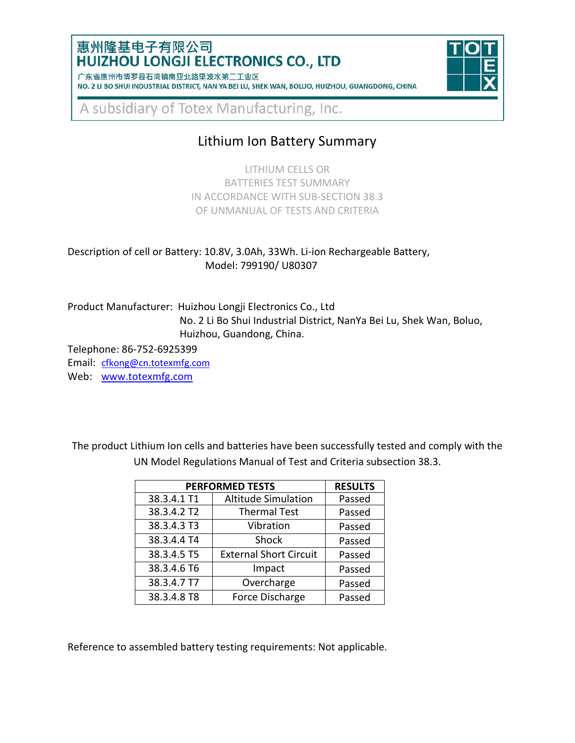惠州隆基电子有限公司
**HUIZHOU LONGJI ELECTRONICS CO., LTD**

广东省惠州市博罗县石湾镇南亚北路里波水第二工业区
NO. 2 LI BO SHUI INDUSTRIAL DISTRICT, NAN YA BEI LU, SHEK WAN, BOLUO, HUIZHOU, GUANGDONG, CHINA

A subsidiary of Totex Manufacturing, Inc.

# Lithium Ion Battery Summary

LITHIUM CELLS OR
BATTERIES TEST SUMMARY
IN ACCORDANCE WITH SUB-SECTION 38.3
OF UNMANUAL OF TESTS AND CRITERIA

Description of cell or Battery: 10.8V, 3.0Ah, 33Wh. Li-ion Rechargeable Battery,
Model: 799190/ U80307

Product Manufacturer: Huizhou Longji Electronics Co., Ltd
No. 2 Li Bo Shui Industrial District, NanYa Bei Lu, Shek Wan, Boluo, Huizhou, Guandong, China.

Telephone: 86-752-6925399
Email: cfkong@cn.totexmfg.com
Web: www.totexmfg.com

The product Lithium Ion cells and batteries have been successfully tested and comply with the UN Model Regulations Manual of Test and Criteria subsection 38.3.

| PERFORMED TESTS | | RESULTS |
|---|---|---|
| 38.3.4.1 T1 | Altitude Simulation | Passed |
| 38.3.4.2 T2 | Thermal Test | Passed |
| 38.3.4.3 T3 | Vibration | Passed |
| 38.3.4.4 T4 | Shock | Passed |
| 38.3.4.5 T5 | External Short Circuit | Passed |
| 38.3.4.6 T6 | Impact | Passed |
| 38.3.4.7 T7 | Overcharge | Passed |
| 38.3.4.8 T8 | Force Discharge | Passed |

Reference to assembled battery testing requirements: Not applicable.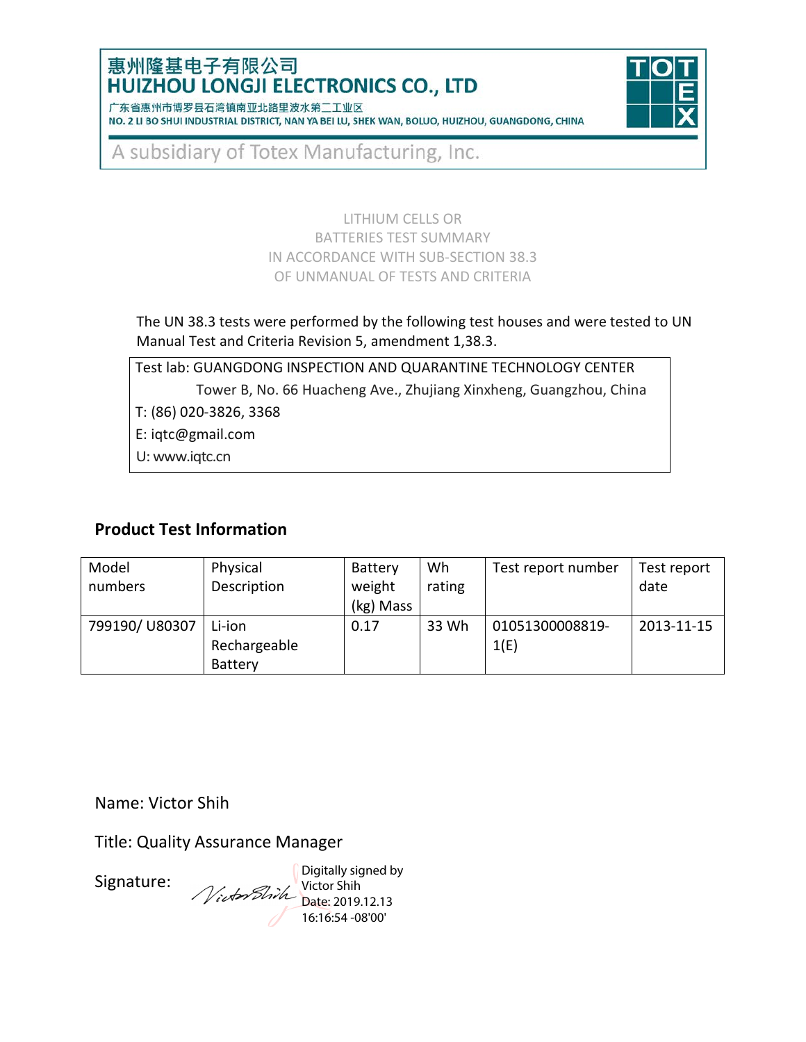惠州隆基电子有限公司
**HUIZHOU LONGJI ELECTRONICS CO., LTD**

广东省惠州市博罗县石湾镇南亚北路里波水第二工业区

NO. 2 LI BO SHUI INDUSTRIAL DISTRICT, NAN YA BEI LU, SHEK WAN, BOLUO, HUIZHOU, GUANGDONG, CHINA

TOTEX

A subsidiary of Totex Manufacturing, Inc.

LITHIUM CELLS OR
BATTERIES TEST SUMMARY
IN ACCORDANCE WITH SUB-SECTION 38.3
OF UNMANUAL OF TESTS AND CRITERIA

The UN 38.3 tests were performed by the following test houses and were tested to UN Manual Test and Criteria Revision 5, amendment 1,38.3.

Test lab: GUANGDONG INSPECTION AND QUARANTINE TECHNOLOGY CENTER
Tower B, No. 66 Huacheng Ave., Zhujiang Xinxheng, Guangzhou, China
T: (86) 020-3826, 3368
E: iqtc@gmail.com
U: www.iqtc.cn

## Product Test Information

| Model numbers | Physical Description | Battery weight (kg) Mass | Wh rating | Test report number | Test report date |
|---|---|---|---|---|---|
| 799190/ U80307 | Li-ion Rechargeable Battery | 0.17 | 33 Wh | 01051300008819-1(E) | 2013-11-15 |

Name: Victor Shih

Title: Quality Assurance Manager

Signature: Digitally signed by Victor Shih Date: 2019.12.13 16:16:54 -08'00'